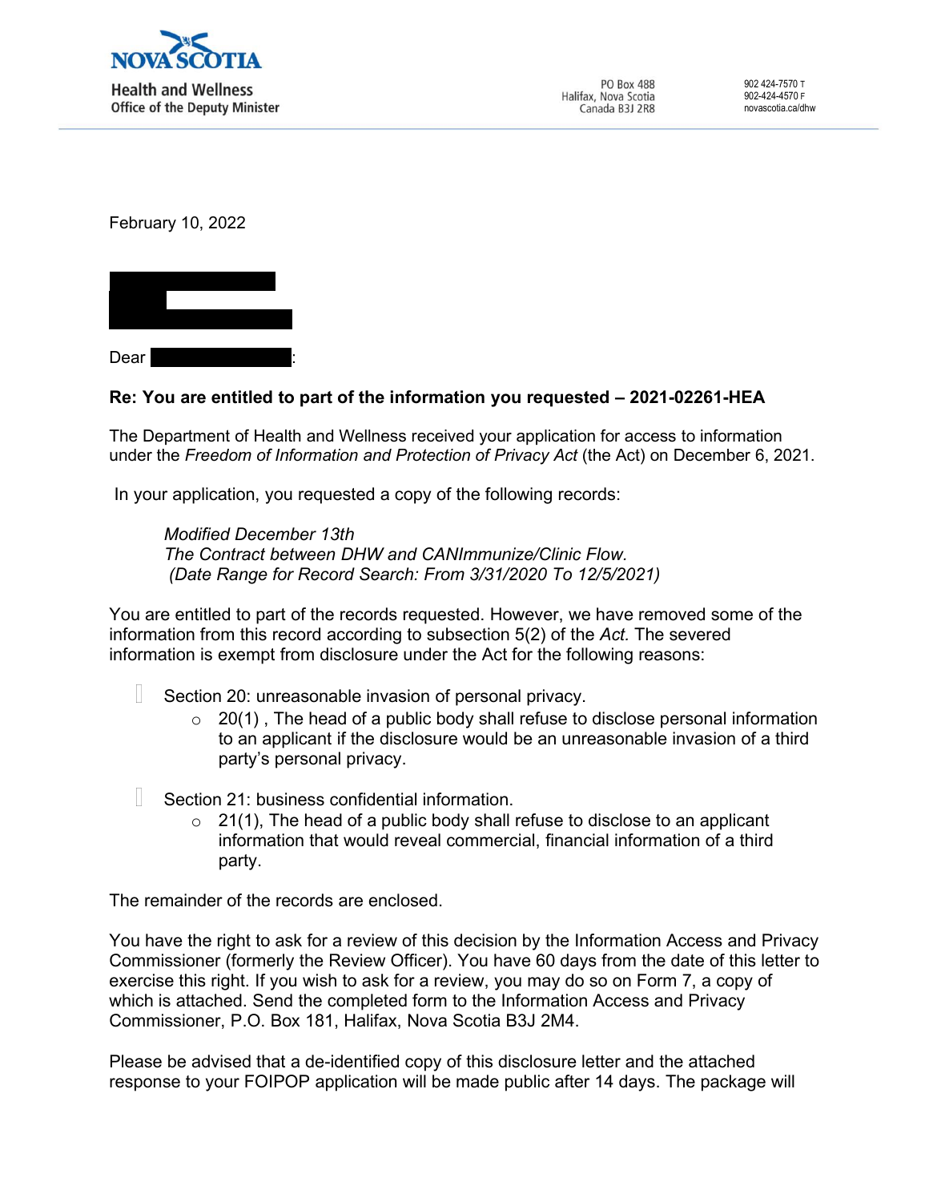**NOVA SCOTIA**
**Health and Wellness**
**Office of the Deputy Minister**

PO Box 488
Halifax, Nova Scotia
Canada B3J 2R8

902 424-7570 T
902-424-4570 F
novascotia.ca/dhw

February 10, 2022

Dear :

**Re: You are entitled to part of the information you requested – 2021-02261-HEA**

The Department of Health and Wellness received your application for access to information under the *Freedom of Information and Protection of Privacy Act* (the Act) on December 6, 2021.

In your application, you requested a copy of the following records:

> *Modified December 13th*
> *The Contract between DHW and CANImmunize/Clinic Flow.*
> *(Date Range for Record Search: From 3/31/2020 To 12/5/2021)*

You are entitled to part of the records requested. However, we have removed some of the information from this record according to subsection 5(2) of the *Act.* The severed information is exempt from disclosure under the Act for the following reasons:

- Section 20: unreasonable invasion of personal privacy.
  - 20(1) , The head of a public body shall refuse to disclose personal information to an applicant if the disclosure would be an unreasonable invasion of a third party's personal privacy.
- Section 21: business confidential information.
  - 21(1), The head of a public body shall refuse to disclose to an applicant information that would reveal commercial, financial information of a third party.

The remainder of the records are enclosed.

You have the right to ask for a review of this decision by the Information Access and Privacy Commissioner (formerly the Review Officer). You have 60 days from the date of this letter to exercise this right. If you wish to ask for a review, you may do so on Form 7, a copy of which is attached. Send the completed form to the Information Access and Privacy Commissioner, P.O. Box 181, Halifax, Nova Scotia B3J 2M4.

Please be advised that a de-identified copy of this disclosure letter and the attached response to your FOIPOP application will be made public after 14 days. The package will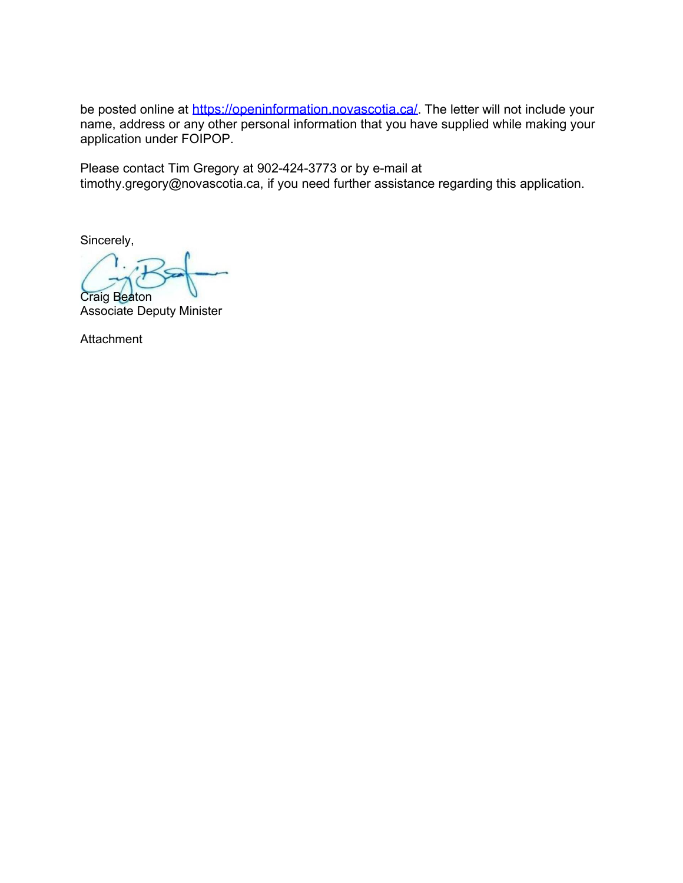be posted online at https://openinformation.novascotia.ca/. The letter will not include your name, address or any other personal information that you have supplied while making your application under FOIPOP.

Please contact Tim Gregory at 902-424-3773 or by e-mail at timothy.gregory@novascotia.ca, if you need further assistance regarding this application.

Sincerely,

Craig Beaton
Associate Deputy Minister

Attachment